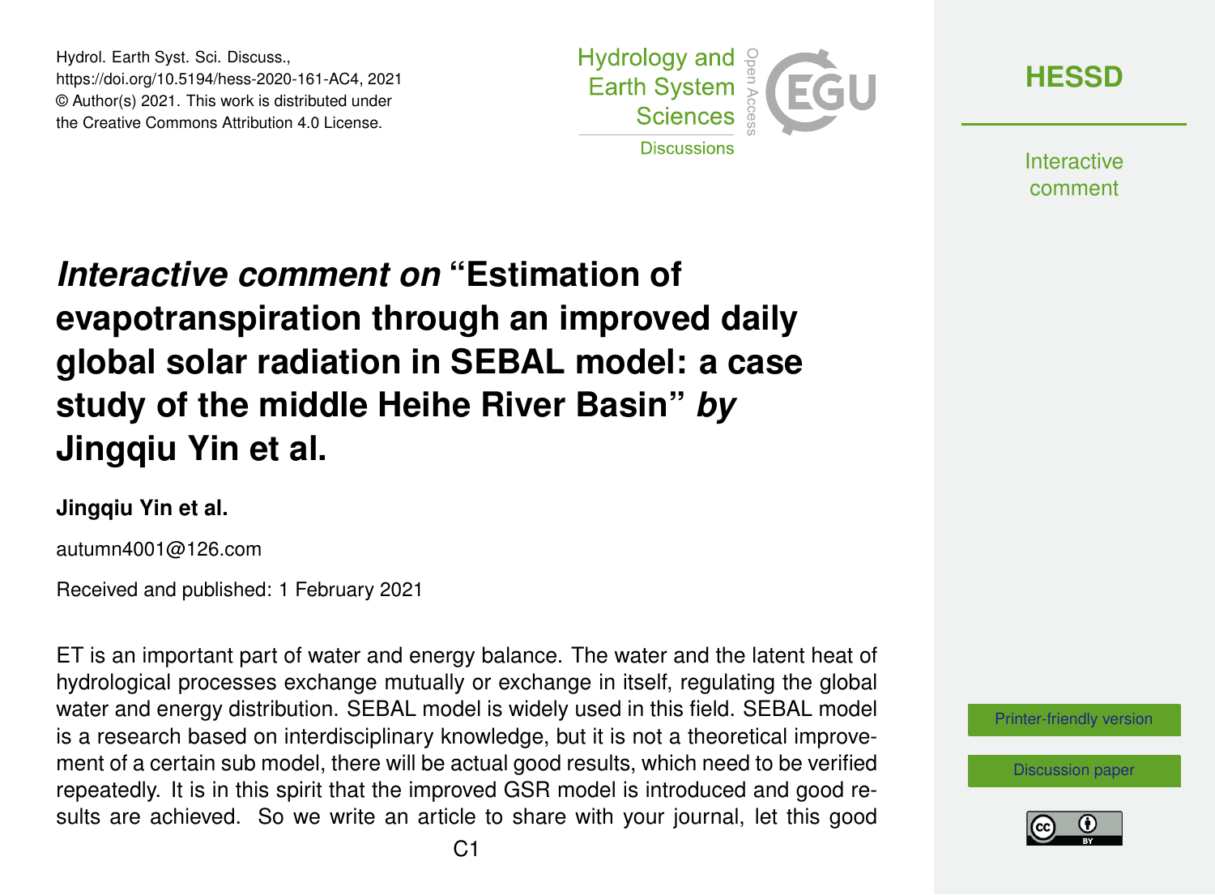# *Interactive comment on* "Estimation of evapotranspiration through an improved daily global solar radiation in SEBAL model: a case study of the middle Heihe River Basin" *by* Jingqiu Yin et al.

**Jingqiu Yin et al.**

autumn4001@126.com

Received and published: 1 February 2021

ET is an important part of water and energy balance. The water and the latent heat of hydrological processes exchange mutually or exchange in itself, regulating the global water and energy distribution. SEBAL model is widely used in this field. SEBAL model is a research based on interdisciplinary knowledge, but it is not a theoretical improvement of a certain sub model, there will be actual good results, which need to be verified repeatedly. It is in this spirit that the improved GSR model is introduced and good results are achieved. So we write an article to share with your journal, let this good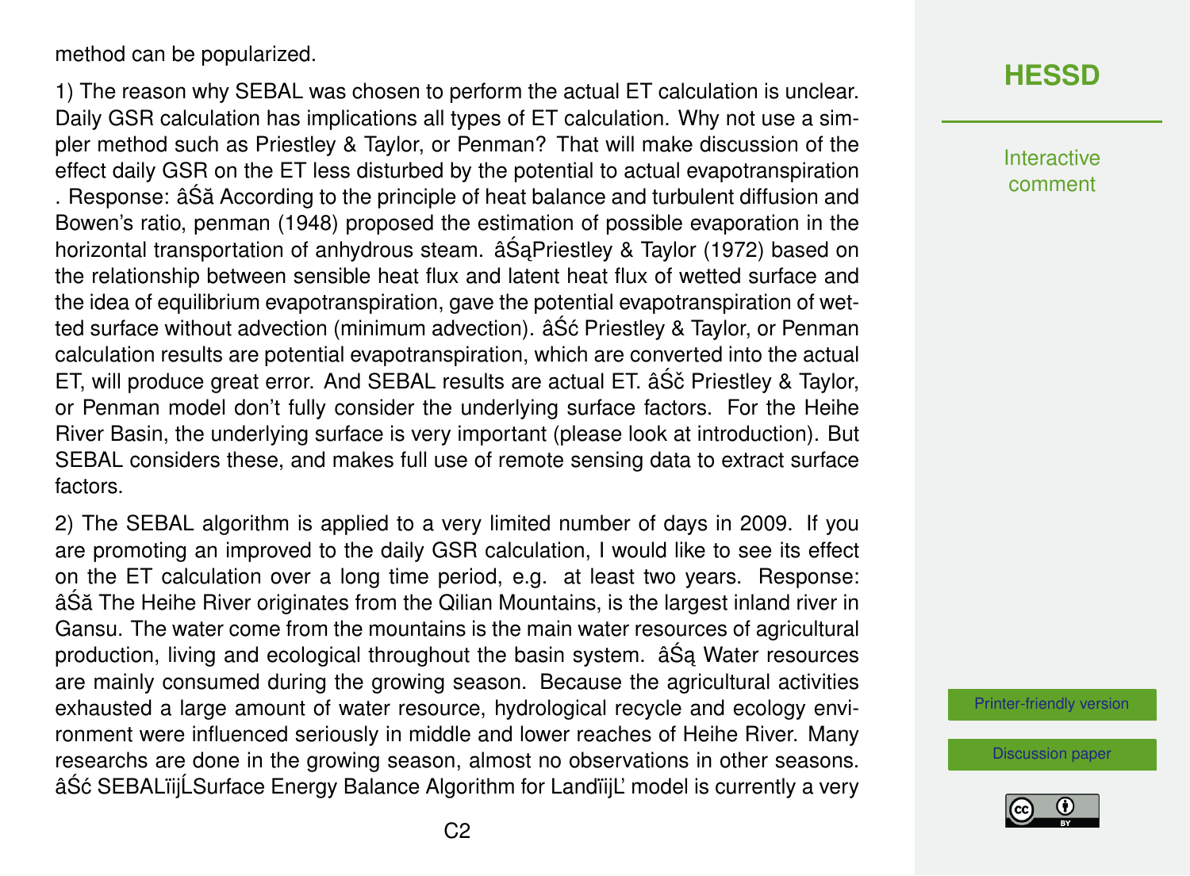method can be popularized.

1) The reason why SEBAL was chosen to perform the actual ET calculation is unclear. Daily GSR calculation has implications all types of ET calculation. Why not use a simpler method such as Priestley & Taylor, or Penman? That will make discussion of the effect daily GSR on the ET less disturbed by the potential to actual evapotranspiration . Response: âŚă According to the principle of heat balance and turbulent diffusion and Bowen's ratio, penman (1948) proposed the estimation of possible evaporation in the horizontal transportation of anhydrous steam. âŚąPriestley & Taylor (1972) based on the relationship between sensible heat flux and latent heat flux of wetted surface and the idea of equilibrium evapotranspiration, gave the potential evapotranspiration of wetted surface without advection (minimum advection). âŚć Priestley & Taylor, or Penman calculation results are potential evapotranspiration, which are converted into the actual ET, will produce great error. And SEBAL results are actual ET. âŚč Priestley & Taylor, or Penman model don't fully consider the underlying surface factors. For the Heihe River Basin, the underlying surface is very important (please look at introduction). But SEBAL considers these, and makes full use of remote sensing data to extract surface factors.

2) The SEBAL algorithm is applied to a very limited number of days in 2009. If you are promoting an improved to the daily GSR calculation, I would like to see its effect on the ET calculation over a long time period, e.g. at least two years. Response: âŚă The Heihe River originates from the Qilian Mountains, is the largest inland river in Gansu. The water come from the mountains is the main water resources of agricultural production, living and ecological throughout the basin system. âŚą Water resources are mainly consumed during the growing season. Because the agricultural activities exhausted a large amount of water resource, hydrological recycle and ecology environment were influenced seriously in middle and lower reaches of Heihe River. Many researchs are done in the growing season, almost no observations in other seasons. âŚć SEBALïijĹSurface Energy Balance Algorithm for LandïijĽ model is currently a very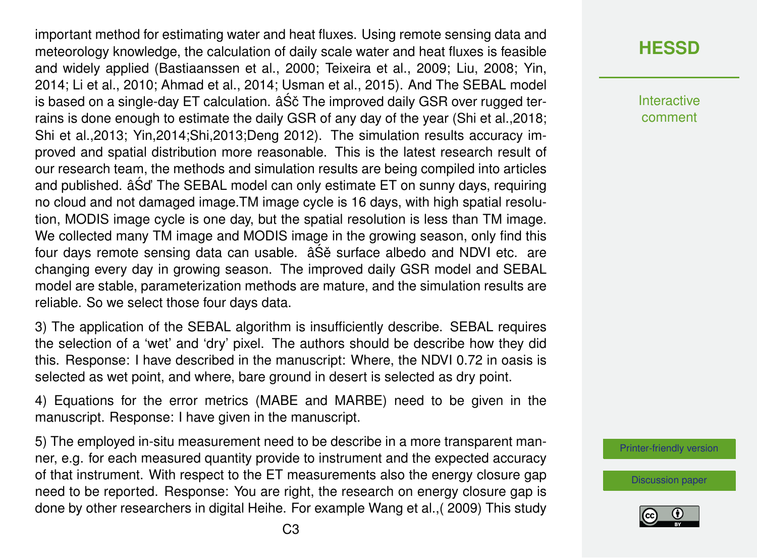important method for estimating water and heat fluxes. Using remote sensing data and meteorology knowledge, the calculation of daily scale water and heat fluxes is feasible and widely applied (Bastiaanssen et al., 2000; Teixeira et al., 2009; Liu, 2008; Yin, 2014; Li et al., 2010; Ahmad et al., 2014; Usman et al., 2015). And The SEBAL model is based on a single-day ET calculation. âŚč The improved daily GSR over rugged terrains is done enough to estimate the daily GSR of any day of the year (Shi et al.,2018; Shi et al.,2013; Yin,2014;Shi,2013;Deng 2012). The simulation results accuracy improved and spatial distribution more reasonable. This is the latest research result of our research team, the methods and simulation results are being compiled into articles and published. âŚď The SEBAL model can only estimate ET on sunny days, requiring no cloud and not damaged image.TM image cycle is 16 days, with high spatial resolution, MODIS image cycle is one day, but the spatial resolution is less than TM image. We collected many TM image and MODIS image in the growing season, only find this four days remote sensing data can usable. âŚě surface albedo and NDVI etc. are changing every day in growing season. The improved daily GSR model and SEBAL model are stable, parameterization methods are mature, and the simulation results are reliable. So we select those four days data.

3) The application of the SEBAL algorithm is insufficiently describe. SEBAL requires the selection of a 'wet' and 'dry' pixel. The authors should be describe how they did this. Response: I have described in the manuscript: Where, the NDVI 0.72 in oasis is selected as wet point, and where, bare ground in desert is selected as dry point.

4) Equations for the error metrics (MABE and MARBE) need to be given in the manuscript. Response: I have given in the manuscript.

5) The employed in-situ measurement need to be describe in a more transparent manner, e.g. for each measured quantity provide to instrument and the expected accuracy of that instrument. With respect to the ET measurements also the energy closure gap need to be reported. Response: You are right, the research on energy closure gap is done by other researchers in digital Heihe. For example Wang et al.,( 2009) This study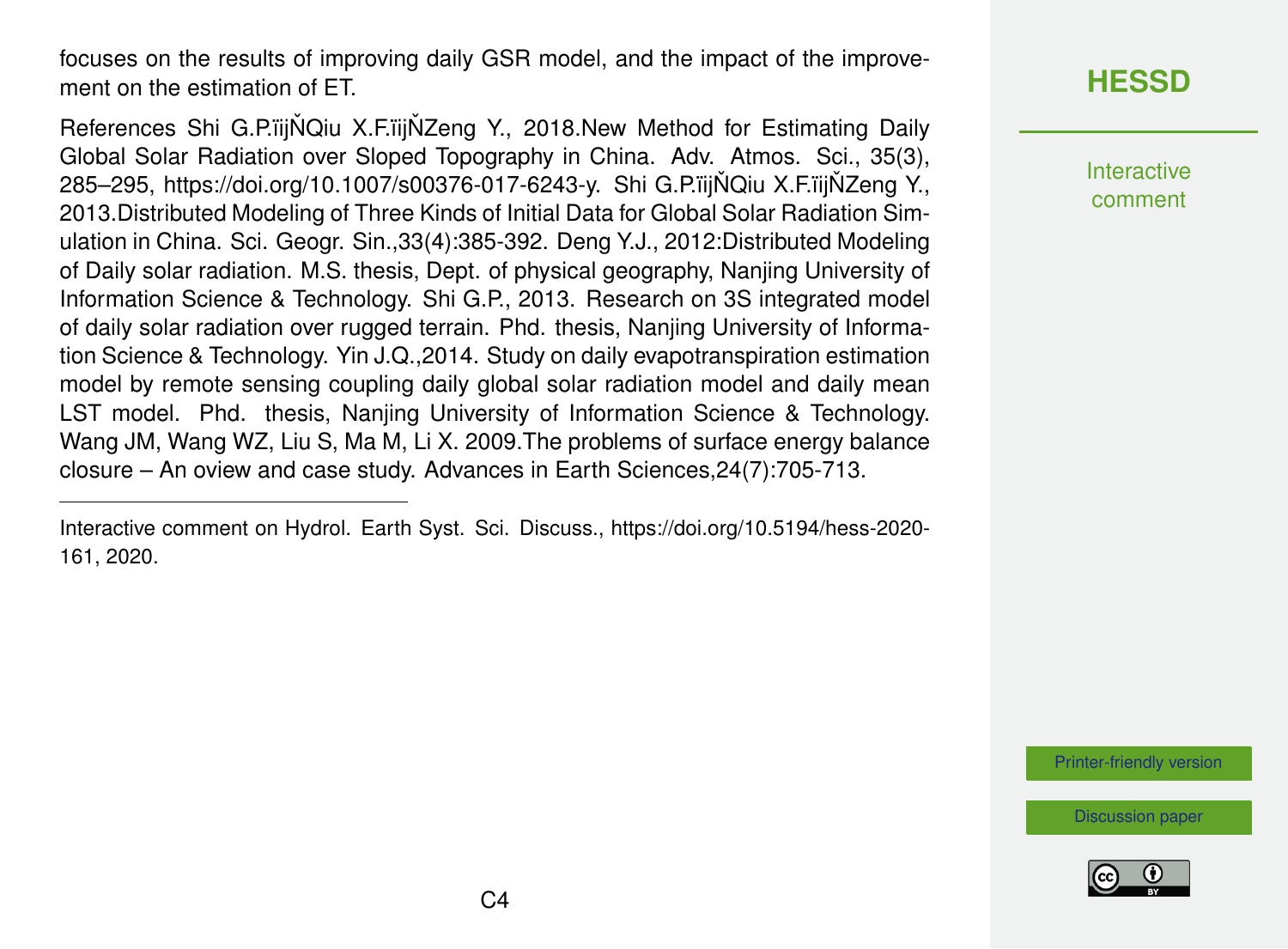focuses on the results of improving daily GSR model, and the impact of the improvement on the estimation of ET.

References Shi G.P.ïijŇQiu X.F.ïijŇZeng Y., 2018.New Method for Estimating Daily Global Solar Radiation over Sloped Topography in China. Adv. Atmos. Sci., 35(3), 285–295, https://doi.org/10.1007/s00376-017-6243-y. Shi G.P.ïijŇQiu X.F.ïijŇZeng Y., 2013.Distributed Modeling of Three Kinds of Initial Data for Global Solar Radiation Simulation in China. Sci. Geogr. Sin.,33(4):385-392. Deng Y.J., 2012:Distributed Modeling of Daily solar radiation. M.S. thesis, Dept. of physical geography, Nanjing University of Information Science & Technology. Shi G.P., 2013. Research on 3S integrated model of daily solar radiation over rugged terrain. Phd. thesis, Nanjing University of Information Science & Technology. Yin J.Q.,2014. Study on daily evapotranspiration estimation model by remote sensing coupling daily global solar radiation model and daily mean LST model. Phd. thesis, Nanjing University of Information Science & Technology. Wang JM, Wang WZ, Liu S, Ma M, Li X. 2009.The problems of surface energy balance closure – An oview and case study. Advances in Earth Sciences,24(7):705-713.

---

Interactive comment on Hydrol. Earth Syst. Sci. Discuss., https://doi.org/10.5194/hess-2020-161, 2020.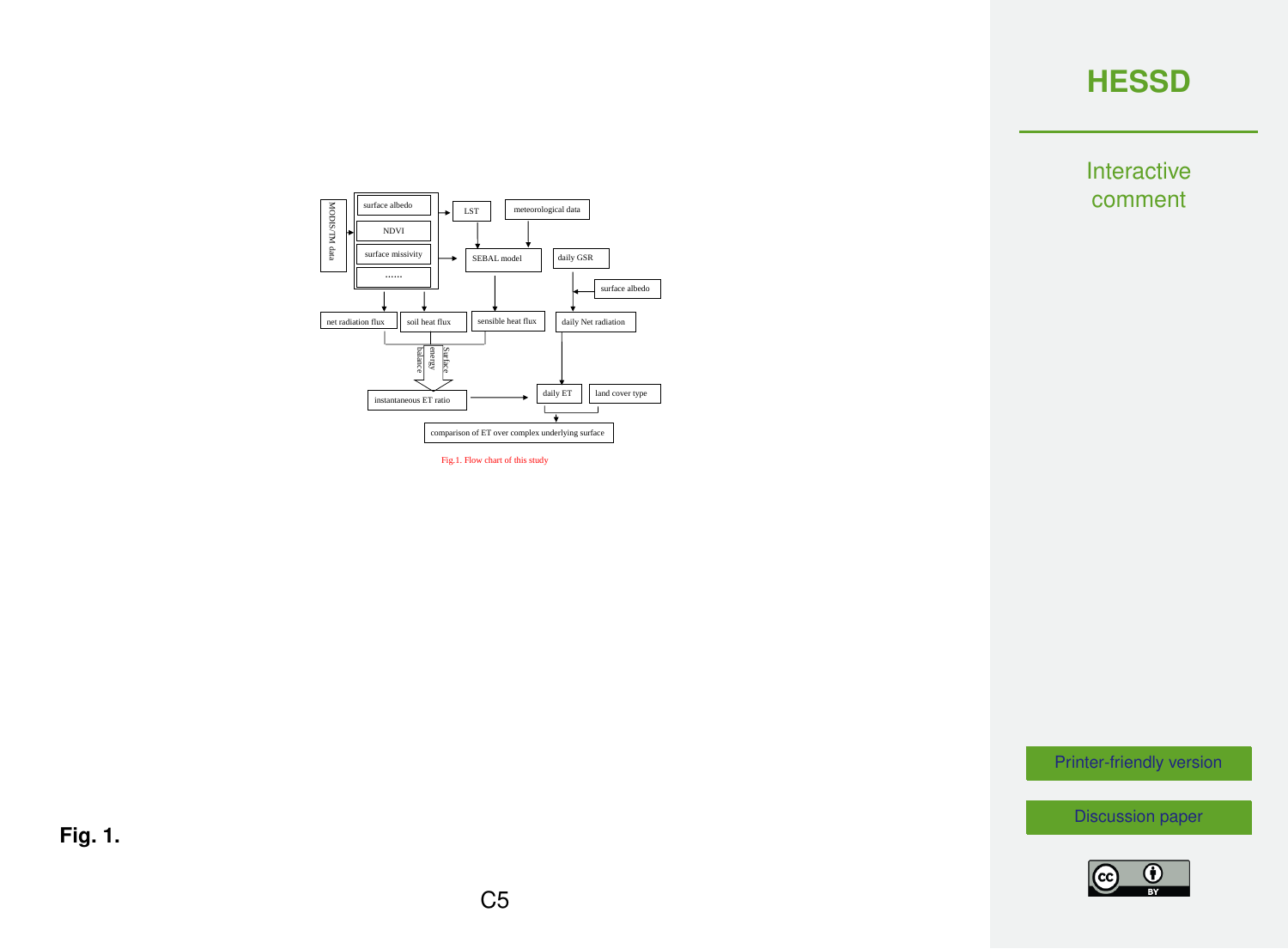MODIS/TM data

surface albedo

NDVI

surface missivity

……

LST

meteorological data

SEBAL model

daily GSR

surface albedo

net radiation flux

soil heat flux

sensible heat flux

daily Net radiation

Surface energy balance

instantaneous ET ratio

daily ET

land cover type

comparison of ET over complex underlying surface

Fig.1. Flow chart of this study

**Fig. 1.**